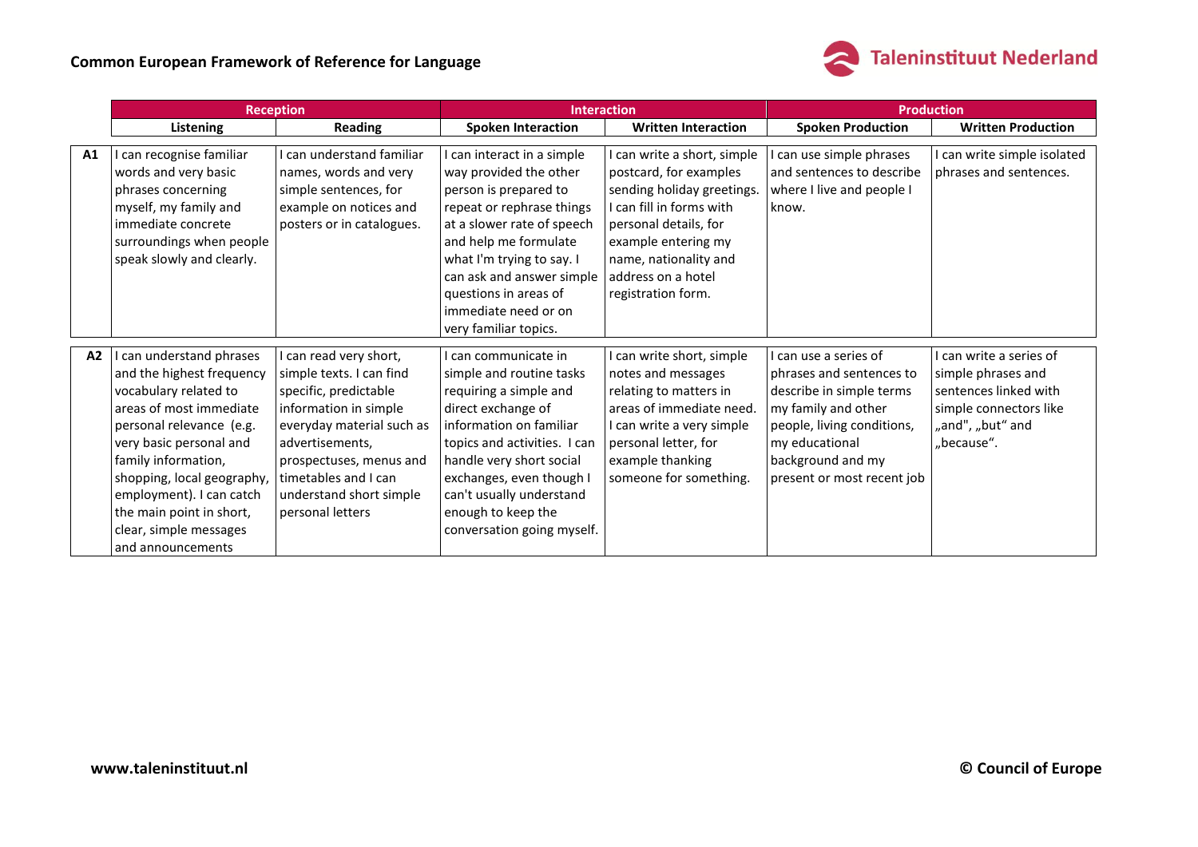## Common European Framework of Reference for Language

Taleninstituut Nederland

| | Reception | | Interaction | | Production | |
|---|---|---|---|---|---|---|
| | Listening | Reading | Spoken Interaction | Written Interaction | Spoken Production | Written Production |
| **A1** | I can recognise familiar words and very basic phrases concerning myself, my family and immediate concrete surroundings when people speak slowly and clearly. | I can understand familiar names, words and very simple sentences, for example on notices and posters or in catalogues. | I can interact in a simple way provided the other person is prepared to repeat or rephrase things at a slower rate of speech and help me formulate what I'm trying to say. I can ask and answer simple questions in areas of immediate need or on very familiar topics. | I can write a short, simple postcard, for examples sending holiday greetings. I can fill in forms with personal details, for example entering my name, nationality and address on a hotel registration form. | I can use simple phrases and sentences to describe where I live and people I know. | I can write simple isolated phrases and sentences. |
| **A2** | I can understand phrases and the highest frequency vocabulary related to areas of most immediate personal relevance (e.g. very basic personal and family information, shopping, local geography, employment). I can catch the main point in short, clear, simple messages and announcements | I can read very short, simple texts. I can find specific, predictable information in simple everyday material such as advertisements, prospectuses, menus and timetables and I can understand short simple personal letters | I can communicate in simple and routine tasks requiring a simple and direct exchange of information on familiar topics and activities. I can handle very short social exchanges, even though I can't usually understand enough to keep the conversation going myself. | I can write short, simple notes and messages relating to matters in areas of immediate need. I can write a very simple personal letter, for example thanking someone for something. | I can use a series of phrases and sentences to describe in simple terms my family and other people, living conditions, my educational background and my present or most recent job | I can write a series of simple phrases and sentences linked with simple connectors like „and", „but" and „because". |

www.taleninstituut.nl

© Council of Europe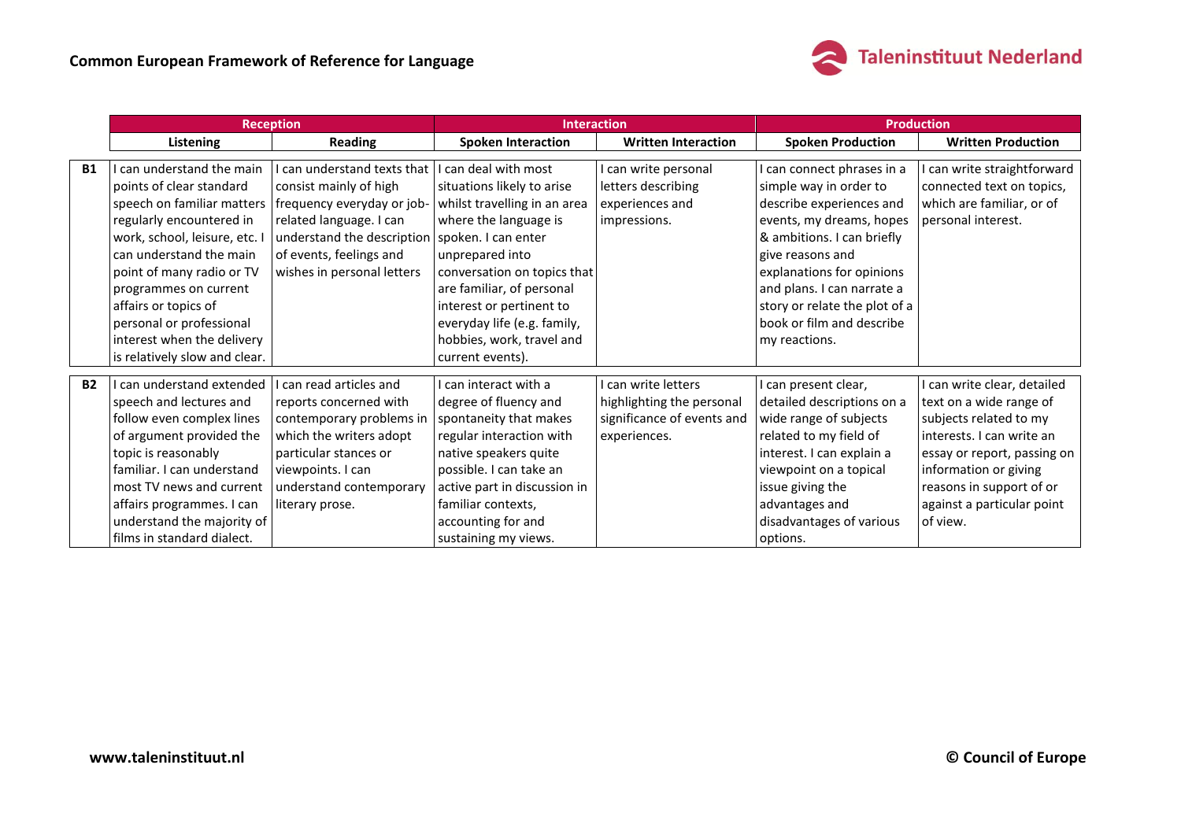**Common European Framework of Reference for Language**

| | Reception | | Interaction | | Production | |
|---|---|---|---|---|---|---|
| | Listening | Reading | Spoken Interaction | Written Interaction | Spoken Production | Written Production |
| **B1** | I can understand the main points of clear standard speech on familiar matters regularly encountered in work, school, leisure, etc. I can understand the main point of many radio or TV programmes on current affairs or topics of personal or professional interest when the delivery is relatively slow and clear. | I can understand texts that consist mainly of high frequency everyday or job-related language. I can understand the description of events, feelings and wishes in personal letters | I can deal with most situations likely to arise whilst travelling in an area where the language is spoken. I can enter unprepared into conversation on topics that are familiar, of personal interest or pertinent to everyday life (e.g. family, hobbies, work, travel and current events). | I can write personal letters describing experiences and impressions. | I can connect phrases in a simple way in order to describe experiences and events, my dreams, hopes & ambitions. I can briefly give reasons and explanations for opinions and plans. I can narrate a story or relate the plot of a book or film and describe my reactions. | I can write straightforward connected text on topics, which are familiar, or of personal interest. |
| **B2** | I can understand extended speech and lectures and follow even complex lines of argument provided the topic is reasonably familiar. I can understand most TV news and current affairs programmes. I can understand the majority of films in standard dialect. | I can read articles and reports concerned with contemporary problems in which the writers adopt particular stances or viewpoints. I can understand contemporary literary prose. | I can interact with a degree of fluency and spontaneity that makes regular interaction with native speakers quite possible. I can take an active part in discussion in familiar contexts, accounting for and sustaining my views. | I can write letters highlighting the personal significance of events and experiences. | I can present clear, detailed descriptions on a wide range of subjects related to my field of interest. I can explain a viewpoint on a topical issue giving the advantages and disadvantages of various options. | I can write clear, detailed text on a wide range of subjects related to my interests. I can write an essay or report, passing on information or giving reasons in support of or against a particular point of view. |

**www.taleninstituut.nl** **© Council of Europe**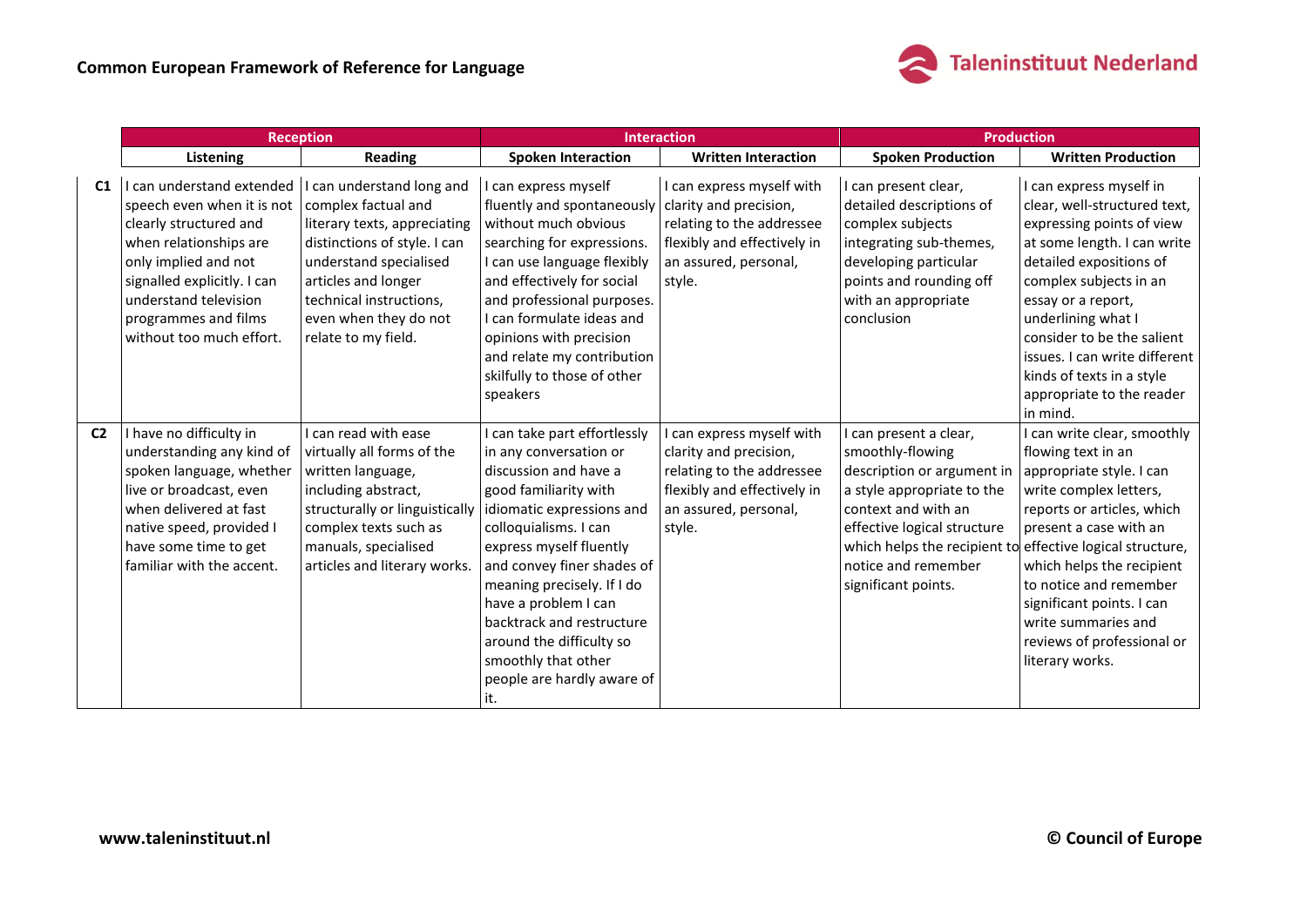| | Reception | | Interaction | | Production | |
|---|---|---|---|---|---|---|
| | Listening | Reading | Spoken Interaction | Written Interaction | Spoken Production | Written Production |
| **C1** | I can understand extended speech even when it is not clearly structured and when relationships are only implied and not signalled explicitly. I can understand television programmes and films without too much effort. | I can understand long and complex factual and literary texts, appreciating distinctions of style. I can understand specialised articles and longer technical instructions, even when they do not relate to my field. | I can express myself fluently and spontaneously without much obvious searching for expressions. I can use language flexibly and effectively for social and professional purposes. I can formulate ideas and opinions with precision and relate my contribution skilfully to those of other speakers | I can express myself with clarity and precision, relating to the addressee flexibly and effectively in an assured, personal, style. | I can present clear, detailed descriptions of complex subjects integrating sub-themes, developing particular points and rounding off with an appropriate conclusion | I can express myself in clear, well-structured text, expressing points of view at some length. I can write detailed expositions of complex subjects in an essay or a report, underlining what I consider to be the salient issues. I can write different kinds of texts in a style appropriate to the reader in mind. |
| **C2** | I have no difficulty in understanding any kind of spoken language, whether live or broadcast, even when delivered at fast native speed, provided I have some time to get familiar with the accent. | I can read with ease virtually all forms of the written language, including abstract, structurally or linguistically complex texts such as manuals, specialised articles and literary works. | I can take part effortlessly in any conversation or discussion and have a good familiarity with idiomatic expressions and colloquialisms. I can express myself fluently and convey finer shades of meaning precisely. If I do have a problem I can backtrack and restructure around the difficulty so smoothly that other people are hardly aware of it. | I can express myself with clarity and precision, relating to the addressee flexibly and effectively in an assured, personal, style. | I can present a clear, smoothly-flowing description or argument in a style appropriate to the context and with an effective logical structure which helps the recipient to notice and remember significant points. | I can write clear, smoothly flowing text in an appropriate style. I can write complex letters, reports or articles, which present a case with an effective logical structure, which helps the recipient to notice and remember significant points. I can write summaries and reviews of professional or literary works. |